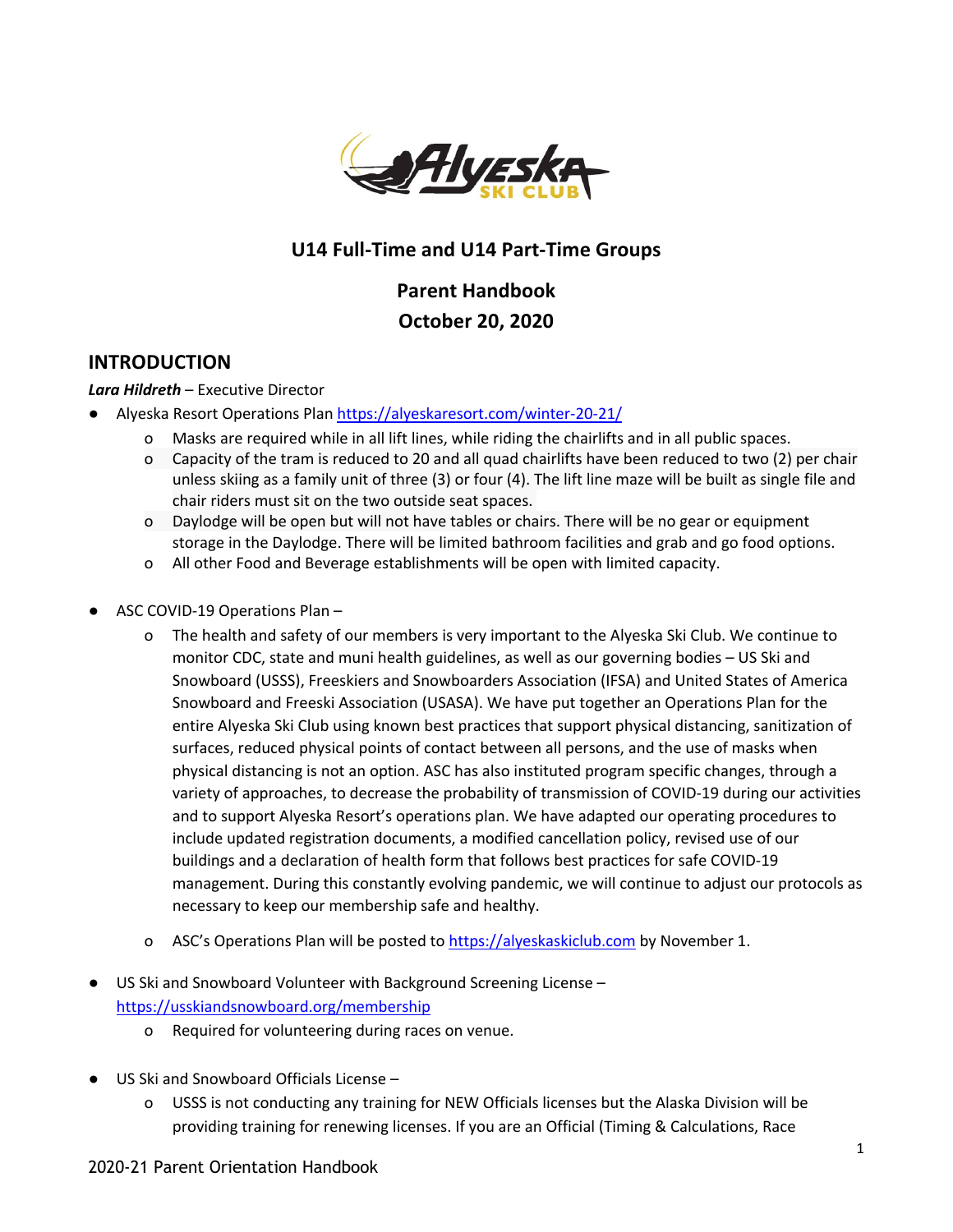## U14 Full-Time and U14 Part-Time Groups

## Parent Handbook
## October 20, 2020

## INTRODUCTION

***Lara Hildreth*** – Executive Director

- Alyeska Resort Operations Plan https://alyeskaresort.com/winter-20-21/
  - Masks are required while in all lift lines, while riding the chairlifts and in all public spaces.
  - Capacity of the tram is reduced to 20 and all quad chairlifts have been reduced to two (2) per chair unless skiing as a family unit of three (3) or four (4). The lift line maze will be built as single file and chair riders must sit on the two outside seat spaces.
  - Daylodge will be open but will not have tables or chairs. There will be no gear or equipment storage in the Daylodge. There will be limited bathroom facilities and grab and go food options.
  - All other Food and Beverage establishments will be open with limited capacity.

- ASC COVID-19 Operations Plan –
  - The health and safety of our members is very important to the Alyeska Ski Club. We continue to monitor CDC, state and muni health guidelines, as well as our governing bodies – US Ski and Snowboard (USSS), Freeskiers and Snowboarders Association (IFSA) and United States of America Snowboard and Freeski Association (USASA). We have put together an Operations Plan for the entire Alyeska Ski Club using known best practices that support physical distancing, sanitization of surfaces, reduced physical points of contact between all persons, and the use of masks when physical distancing is not an option. ASC has also instituted program specific changes, through a variety of approaches, to decrease the probability of transmission of COVID-19 during our activities and to support Alyeska Resort's operations plan. We have adapted our operating procedures to include updated registration documents, a modified cancellation policy, revised use of our buildings and a declaration of health form that follows best practices for safe COVID-19 management. During this constantly evolving pandemic, we will continue to adjust our protocols as necessary to keep our membership safe and healthy.
  - ASC's Operations Plan will be posted to https://alyeskaskiclub.com by November 1.

- US Ski and Snowboard Volunteer with Background Screening License – https://usskiandsnowboard.org/membership
  - Required for volunteering during races on venue.

- US Ski and Snowboard Officials License –
  - USSS is not conducting any training for NEW Officials licenses but the Alaska Division will be providing training for renewing licenses. If you are an Official (Timing & Calculations, Race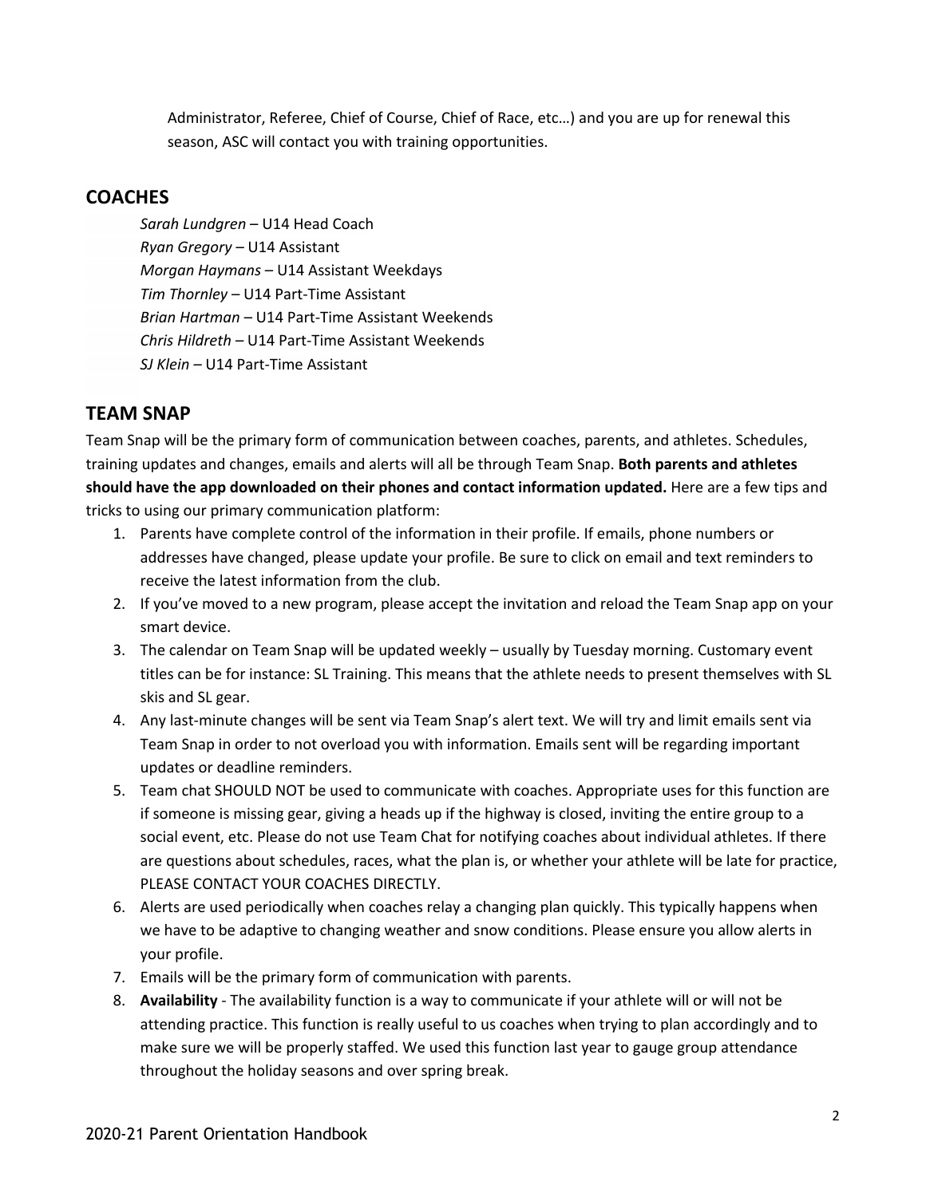Administrator, Referee, Chief of Course, Chief of Race, etc…) and you are up for renewal this season, ASC will contact you with training opportunities.

## COACHES

*Sarah Lundgren* – U14 Head Coach
*Ryan Gregory* – U14 Assistant
*Morgan Haymans* – U14 Assistant Weekdays
*Tim Thornley* – U14 Part-Time Assistant
*Brian Hartman* – U14 Part-Time Assistant Weekends
*Chris Hildreth* – U14 Part-Time Assistant Weekends
*SJ Klein* – U14 Part-Time Assistant

## TEAM SNAP

Team Snap will be the primary form of communication between coaches, parents, and athletes. Schedules, training updates and changes, emails and alerts will all be through Team Snap. **Both parents and athletes should have the app downloaded on their phones and contact information updated.** Here are a few tips and tricks to using our primary communication platform:

1. Parents have complete control of the information in their profile. If emails, phone numbers or addresses have changed, please update your profile. Be sure to click on email and text reminders to receive the latest information from the club.
2. If you've moved to a new program, please accept the invitation and reload the Team Snap app on your smart device.
3. The calendar on Team Snap will be updated weekly – usually by Tuesday morning. Customary event titles can be for instance: SL Training. This means that the athlete needs to present themselves with SL skis and SL gear.
4. Any last-minute changes will be sent via Team Snap's alert text. We will try and limit emails sent via Team Snap in order to not overload you with information. Emails sent will be regarding important updates or deadline reminders.
5. Team chat SHOULD NOT be used to communicate with coaches. Appropriate uses for this function are if someone is missing gear, giving a heads up if the highway is closed, inviting the entire group to a social event, etc. Please do not use Team Chat for notifying coaches about individual athletes. If there are questions about schedules, races, what the plan is, or whether your athlete will be late for practice, PLEASE CONTACT YOUR COACHES DIRECTLY.
6. Alerts are used periodically when coaches relay a changing plan quickly. This typically happens when we have to be adaptive to changing weather and snow conditions. Please ensure you allow alerts in your profile.
7. Emails will be the primary form of communication with parents.
8. **Availability** - The availability function is a way to communicate if your athlete will or will not be attending practice. This function is really useful to us coaches when trying to plan accordingly and to make sure we will be properly staffed. We used this function last year to gauge group attendance throughout the holiday seasons and over spring break.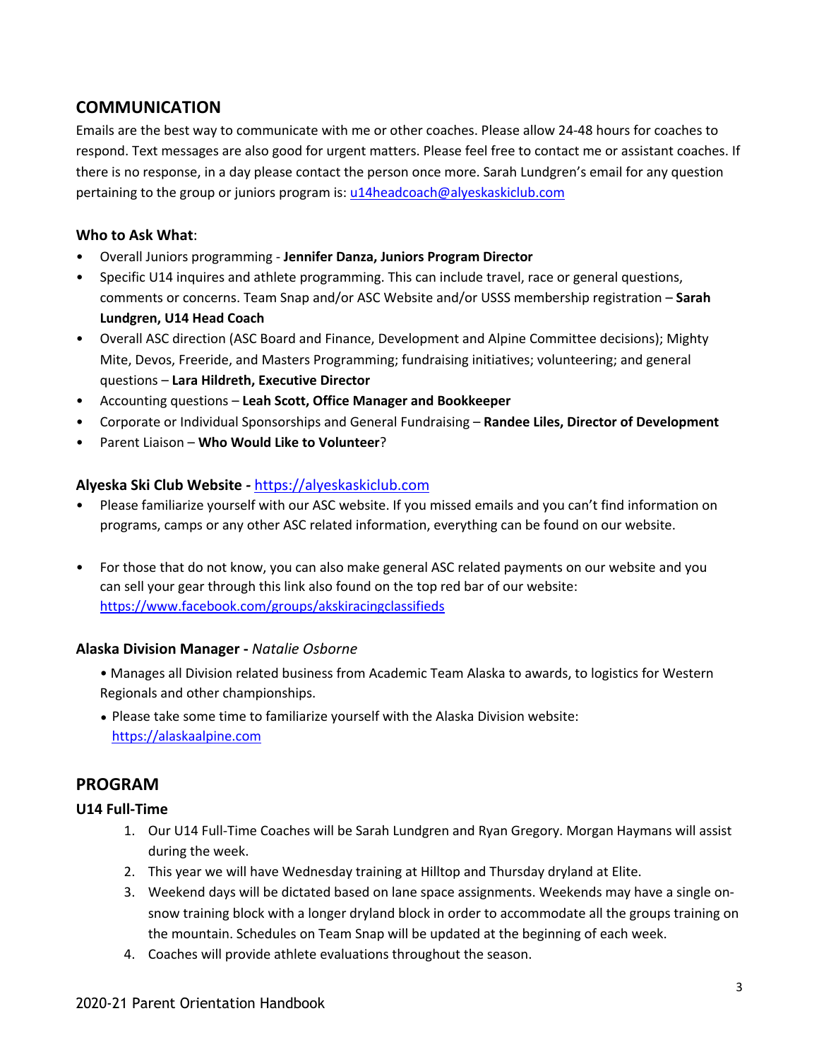## COMMUNICATION

Emails are the best way to communicate with me or other coaches. Please allow 24-48 hours for coaches to respond. Text messages are also good for urgent matters. Please feel free to contact me or assistant coaches. If there is no response, in a day please contact the person once more. Sarah Lundgren's email for any question pertaining to the group or juniors program is: u14headcoach@alyeskaskiclub.com

### Who to Ask What:

- Overall Juniors programming - **Jennifer Danza, Juniors Program Director**
- Specific U14 inquires and athlete programming. This can include travel, race or general questions, comments or concerns. Team Snap and/or ASC Website and/or USSS membership registration – **Sarah Lundgren, U14 Head Coach**
- Overall ASC direction (ASC Board and Finance, Development and Alpine Committee decisions); Mighty Mite, Devos, Freeride, and Masters Programming; fundraising initiatives; volunteering; and general questions – **Lara Hildreth, Executive Director**
- Accounting questions – **Leah Scott, Office Manager and Bookkeeper**
- Corporate or Individual Sponsorships and General Fundraising – **Randee Liles, Director of Development**
- Parent Liaison – **Who Would Like to Volunteer**?

### Alyeska Ski Club Website - https://alyeskaskiclub.com

- Please familiarize yourself with our ASC website. If you missed emails and you can't find information on programs, camps or any other ASC related information, everything can be found on our website.

- For those that do not know, you can also make general ASC related payments on our website and you can sell your gear through this link also found on the top red bar of our website: https://www.facebook.com/groups/akskiracingclassifieds

### Alaska Division Manager - *Natalie Osborne*

- Manages all Division related business from Academic Team Alaska to awards, to logistics for Western Regionals and other championships.
- Please take some time to familiarize yourself with the Alaska Division website: https://alaskaalpine.com

## PROGRAM

### U14 Full-Time

1. Our U14 Full-Time Coaches will be Sarah Lundgren and Ryan Gregory. Morgan Haymans will assist during the week.
2. This year we will have Wednesday training at Hilltop and Thursday dryland at Elite.
3. Weekend days will be dictated based on lane space assignments. Weekends may have a single on-snow training block with a longer dryland block in order to accommodate all the groups training on the mountain. Schedules on Team Snap will be updated at the beginning of each week.
4. Coaches will provide athlete evaluations throughout the season.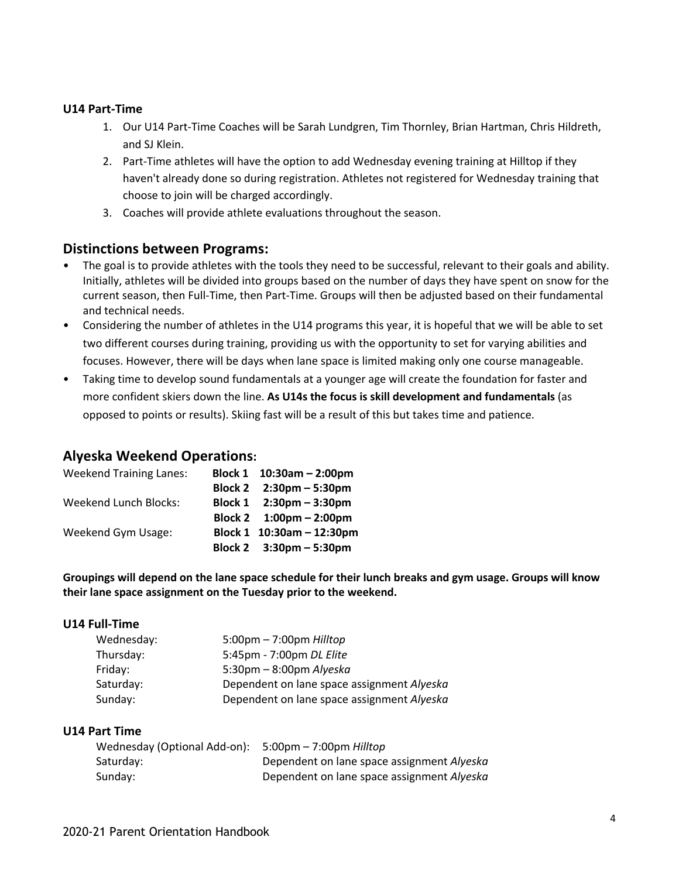#### U14 Part-Time

1. Our U14 Part-Time Coaches will be Sarah Lundgren, Tim Thornley, Brian Hartman, Chris Hildreth, and SJ Klein.
2. Part-Time athletes will have the option to add Wednesday evening training at Hilltop if they haven't already done so during registration. Athletes not registered for Wednesday training that choose to join will be charged accordingly.
3. Coaches will provide athlete evaluations throughout the season.

### Distinctions between Programs:

- The goal is to provide athletes with the tools they need to be successful, relevant to their goals and ability. Initially, athletes will be divided into groups based on the number of days they have spent on snow for the current season, then Full-Time, then Part-Time. Groups will then be adjusted based on their fundamental and technical needs.
- Considering the number of athletes in the U14 programs this year, it is hopeful that we will be able to set two different courses during training, providing us with the opportunity to set for varying abilities and focuses. However, there will be days when lane space is limited making only one course manageable.
- Taking time to develop sound fundamentals at a younger age will create the foundation for faster and more confident skiers down the line. **As U14s the focus is skill development and fundamentals** (as opposed to points or results). Skiing fast will be a result of this but takes time and patience.

### Alyeska Weekend Operations:

| | | |
|---|---|---|
| Weekend Training Lanes: | **Block 1** | **10:30am – 2:00pm** |
| | **Block 2** | **2:30pm – 5:30pm** |
| Weekend Lunch Blocks: | **Block 1** | **2:30pm – 3:30pm** |
| | **Block 2** | **1:00pm – 2:00pm** |
| Weekend Gym Usage: | **Block 1** | **10:30am – 12:30pm** |
| | **Block 2** | **3:30pm – 5:30pm** |

**Groupings will depend on the lane space schedule for their lunch breaks and gym usage. Groups will know their lane space assignment on the Tuesday prior to the weekend.**

#### U14 Full-Time

| | |
|---|---|
| Wednesday: | 5:00pm – 7:00pm *Hilltop* |
| Thursday: | 5:45pm - 7:00pm *DL Elite* |
| Friday: | 5:30pm – 8:00pm *Alyeska* |
| Saturday: | Dependent on lane space assignment *Alyeska* |
| Sunday: | Dependent on lane space assignment *Alyeska* |

#### U14 Part Time

| | |
|---|---|
| Wednesday (Optional Add-on): | 5:00pm – 7:00pm *Hilltop* |
| Saturday: | Dependent on lane space assignment *Alyeska* |
| Sunday: | Dependent on lane space assignment *Alyeska* |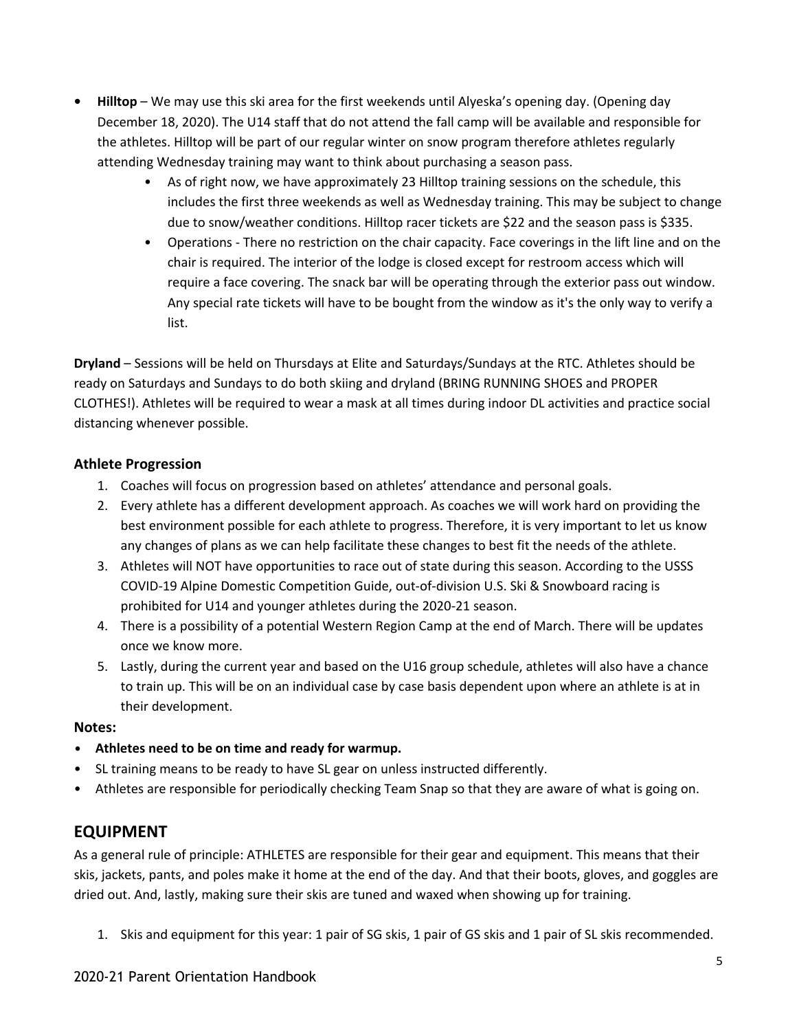- **Hilltop** – We may use this ski area for the first weekends until Alyeska's opening day. (Opening day December 18, 2020). The U14 staff that do not attend the fall camp will be available and responsible for the athletes. Hilltop will be part of our regular winter on snow program therefore athletes regularly attending Wednesday training may want to think about purchasing a season pass.
  - As of right now, we have approximately 23 Hilltop training sessions on the schedule, this includes the first three weekends as well as Wednesday training. This may be subject to change due to snow/weather conditions. Hilltop racer tickets are $22 and the season pass is $335.
  - Operations - There no restriction on the chair capacity. Face coverings in the lift line and on the chair is required. The interior of the lodge is closed except for restroom access which will require a face covering. The snack bar will be operating through the exterior pass out window. Any special rate tickets will have to be bought from the window as it's the only way to verify a list.

**Dryland** – Sessions will be held on Thursdays at Elite and Saturdays/Sundays at the RTC. Athletes should be ready on Saturdays and Sundays to do both skiing and dryland (BRING RUNNING SHOES and PROPER CLOTHES!). Athletes will be required to wear a mask at all times during indoor DL activities and practice social distancing whenever possible.

### Athlete Progression

1. Coaches will focus on progression based on athletes' attendance and personal goals.
2. Every athlete has a different development approach. As coaches we will work hard on providing the best environment possible for each athlete to progress. Therefore, it is very important to let us know any changes of plans as we can help facilitate these changes to best fit the needs of the athlete.
3. Athletes will NOT have opportunities to race out of state during this season. According to the USSS COVID-19 Alpine Domestic Competition Guide, out-of-division U.S. Ski & Snowboard racing is prohibited for U14 and younger athletes during the 2020-21 season.
4. There is a possibility of a potential Western Region Camp at the end of March. There will be updates once we know more.
5. Lastly, during the current year and based on the U16 group schedule, athletes will also have a chance to train up. This will be on an individual case by case basis dependent upon where an athlete is at in their development.

**Notes:**

- **Athletes need to be on time and ready for warmup.**
- SL training means to be ready to have SL gear on unless instructed differently.
- Athletes are responsible for periodically checking Team Snap so that they are aware of what is going on.

## EQUIPMENT

As a general rule of principle: ATHLETES are responsible for their gear and equipment. This means that their skis, jackets, pants, and poles make it home at the end of the day. And that their boots, gloves, and goggles are dried out. And, lastly, making sure their skis are tuned and waxed when showing up for training.

1. Skis and equipment for this year: 1 pair of SG skis, 1 pair of GS skis and 1 pair of SL skis recommended.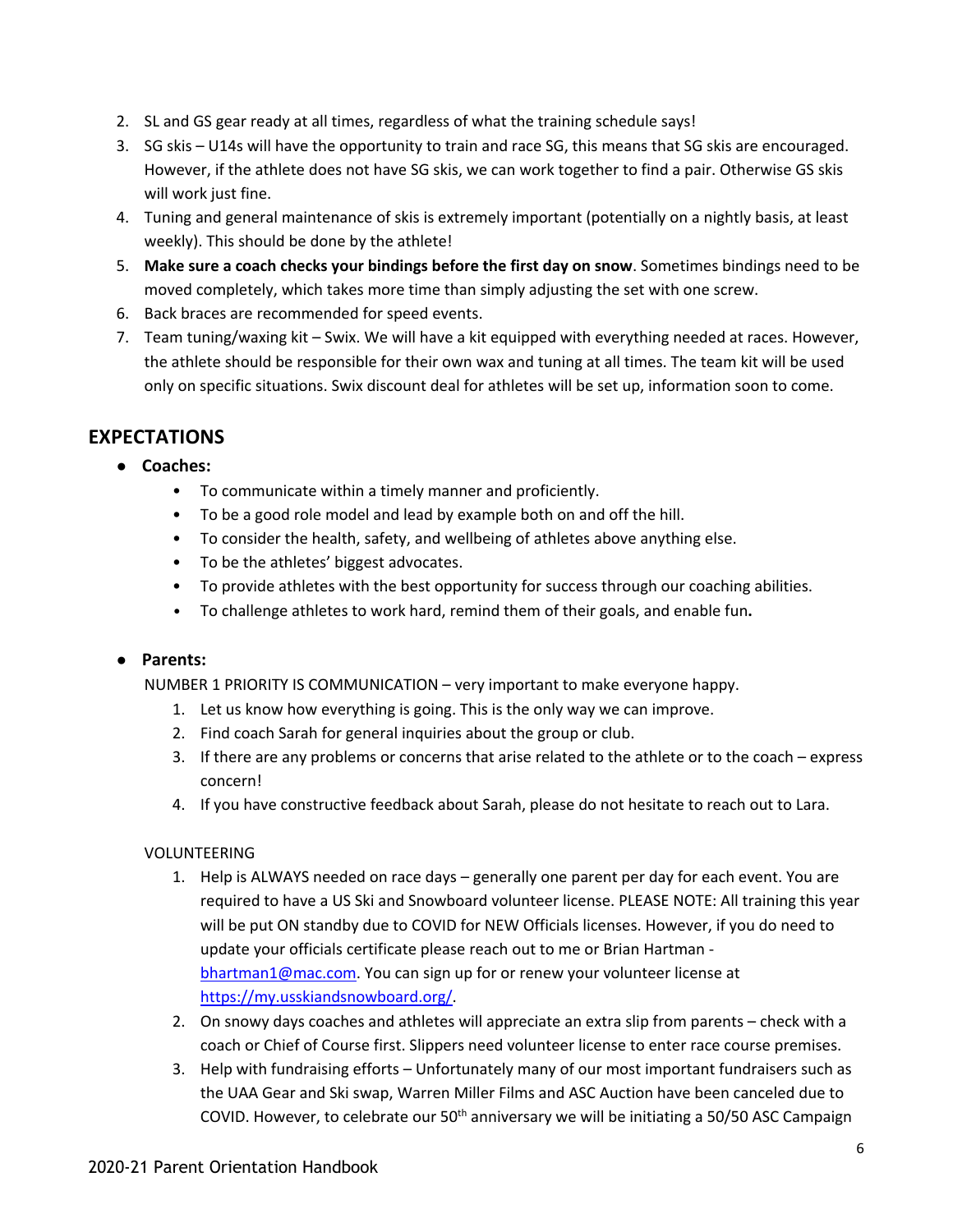2. SL and GS gear ready at all times, regardless of what the training schedule says!
3. SG skis – U14s will have the opportunity to train and race SG, this means that SG skis are encouraged. However, if the athlete does not have SG skis, we can work together to find a pair. Otherwise GS skis will work just fine.
4. Tuning and general maintenance of skis is extremely important (potentially on a nightly basis, at least weekly). This should be done by the athlete!
5. **Make sure a coach checks your bindings before the first day on snow**. Sometimes bindings need to be moved completely, which takes more time than simply adjusting the set with one screw.
6. Back braces are recommended for speed events.
7. Team tuning/waxing kit – Swix. We will have a kit equipped with everything needed at races. However, the athlete should be responsible for their own wax and tuning at all times. The team kit will be used only on specific situations. Swix discount deal for athletes will be set up, information soon to come.

## EXPECTATIONS

- **Coaches:**
  - To communicate within a timely manner and proficiently.
  - To be a good role model and lead by example both on and off the hill.
  - To consider the health, safety, and wellbeing of athletes above anything else.
  - To be the athletes' biggest advocates.
  - To provide athletes with the best opportunity for success through our coaching abilities.
  - To challenge athletes to work hard, remind them of their goals, and enable fun.

- **Parents:**

  NUMBER 1 PRIORITY IS COMMUNICATION – very important to make everyone happy.

  1. Let us know how everything is going. This is the only way we can improve.
  2. Find coach Sarah for general inquiries about the group or club.
  3. If there are any problems or concerns that arise related to the athlete or to the coach – express concern!
  4. If you have constructive feedback about Sarah, please do not hesitate to reach out to Lara.

  VOLUNTEERING

  1. Help is ALWAYS needed on race days – generally one parent per day for each event. You are required to have a US Ski and Snowboard volunteer license. PLEASE NOTE: All training this year will be put ON standby due to COVID for NEW Officials licenses. However, if you do need to update your officials certificate please reach out to me or Brian Hartman - bhartman1@mac.com. You can sign up for or renew your volunteer license at https://my.usskiandsnowboard.org/.
  2. On snowy days coaches and athletes will appreciate an extra slip from parents – check with a coach or Chief of Course first. Slippers need volunteer license to enter race course premises.
  3. Help with fundraising efforts – Unfortunately many of our most important fundraisers such as the UAA Gear and Ski swap, Warren Miller Films and ASC Auction have been canceled due to COVID. However, to celebrate our 50th anniversary we will be initiating a 50/50 ASC Campaign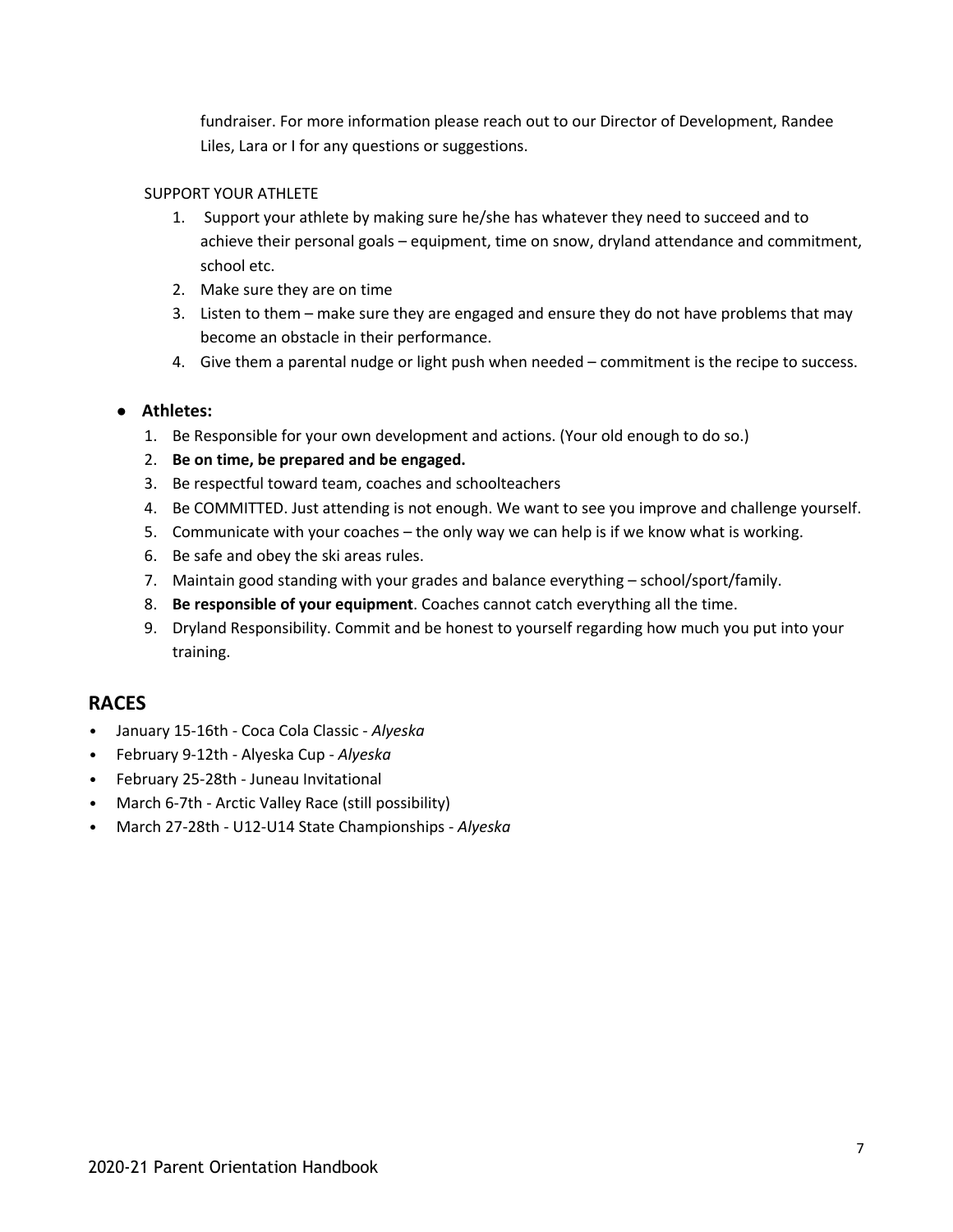fundraiser. For more information please reach out to our Director of Development, Randee Liles, Lara or I for any questions or suggestions.

SUPPORT YOUR ATHLETE

1. Support your athlete by making sure he/she has whatever they need to succeed and to achieve their personal goals – equipment, time on snow, dryland attendance and commitment, school etc.
2. Make sure they are on time
3. Listen to them – make sure they are engaged and ensure they do not have problems that may become an obstacle in their performance.
4. Give them a parental nudge or light push when needed – commitment is the recipe to success.

- **Athletes:**
  1. Be Responsible for your own development and actions. (Your old enough to do so.)
  2. **Be on time, be prepared and be engaged.**
  3. Be respectful toward team, coaches and schoolteachers
  4. Be COMMITTED. Just attending is not enough. We want to see you improve and challenge yourself.
  5. Communicate with your coaches – the only way we can help is if we know what is working.
  6. Be safe and obey the ski areas rules.
  7. Maintain good standing with your grades and balance everything – school/sport/family.
  8. **Be responsible of your equipment**. Coaches cannot catch everything all the time.
  9. Dryland Responsibility. Commit and be honest to yourself regarding how much you put into your training.

## RACES

- January 15-16th - Coca Cola Classic - *Alyeska*
- February 9-12th - Alyeska Cup - *Alyeska*
- February 25-28th - Juneau Invitational
- March 6-7th - Arctic Valley Race (still possibility)
- March 27-28th - U12-U14 State Championships - *Alyeska*